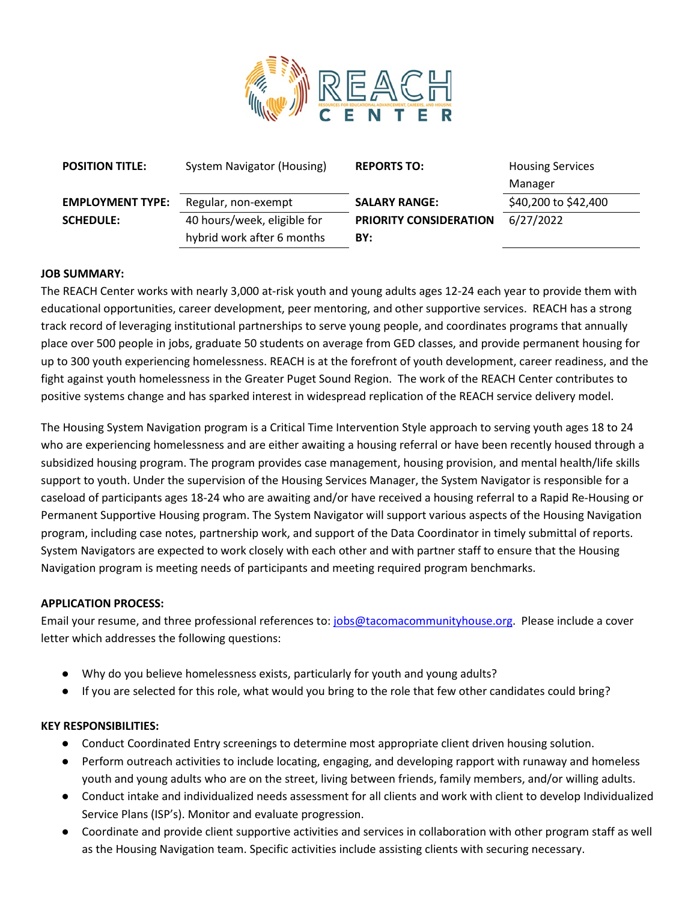| POSITION TITLE: | System Navigator (Housing) | REPORTS TO: | Housing Services Manager |
|---|---|---|---|
| EMPLOYMENT TYPE: | Regular, non-exempt | SALARY RANGE: | $40,200 to $42,400 |
| SCHEDULE: | 40 hours/week, eligible for hybrid work after 6 months | PRIORITY CONSIDERATION BY: | 6/27/2022 |

**JOB SUMMARY:**

The REACH Center works with nearly 3,000 at-risk youth and young adults ages 12-24 each year to provide them with educational opportunities, career development, peer mentoring, and other supportive services. REACH has a strong track record of leveraging institutional partnerships to serve young people, and coordinates programs that annually place over 500 people in jobs, graduate 50 students on average from GED classes, and provide permanent housing for up to 300 youth experiencing homelessness. REACH is at the forefront of youth development, career readiness, and the fight against youth homelessness in the Greater Puget Sound Region. The work of the REACH Center contributes to positive systems change and has sparked interest in widespread replication of the REACH service delivery model.

The Housing System Navigation program is a Critical Time Intervention Style approach to serving youth ages 18 to 24 who are experiencing homelessness and are either awaiting a housing referral or have been recently housed through a subsidized housing program. The program provides case management, housing provision, and mental health/life skills support to youth. Under the supervision of the Housing Services Manager, the System Navigator is responsible for a caseload of participants ages 18-24 who are awaiting and/or have received a housing referral to a Rapid Re-Housing or Permanent Supportive Housing program. The System Navigator will support various aspects of the Housing Navigation program, including case notes, partnership work, and support of the Data Coordinator in timely submittal of reports. System Navigators are expected to work closely with each other and with partner staff to ensure that the Housing Navigation program is meeting needs of participants and meeting required program benchmarks.

**APPLICATION PROCESS:**

Email your resume, and three professional references to: jobs@tacomacommunityhouse.org. Please include a cover letter which addresses the following questions:

- Why do you believe homelessness exists, particularly for youth and young adults?
- If you are selected for this role, what would you bring to the role that few other candidates could bring?

**KEY RESPONSIBILITIES:**

- Conduct Coordinated Entry screenings to determine most appropriate client driven housing solution.
- Perform outreach activities to include locating, engaging, and developing rapport with runaway and homeless youth and young adults who are on the street, living between friends, family members, and/or willing adults.
- Conduct intake and individualized needs assessment for all clients and work with client to develop Individualized Service Plans (ISP's). Monitor and evaluate progression.
- Coordinate and provide client supportive activities and services in collaboration with other program staff as well as the Housing Navigation team. Specific activities include assisting clients with securing necessary.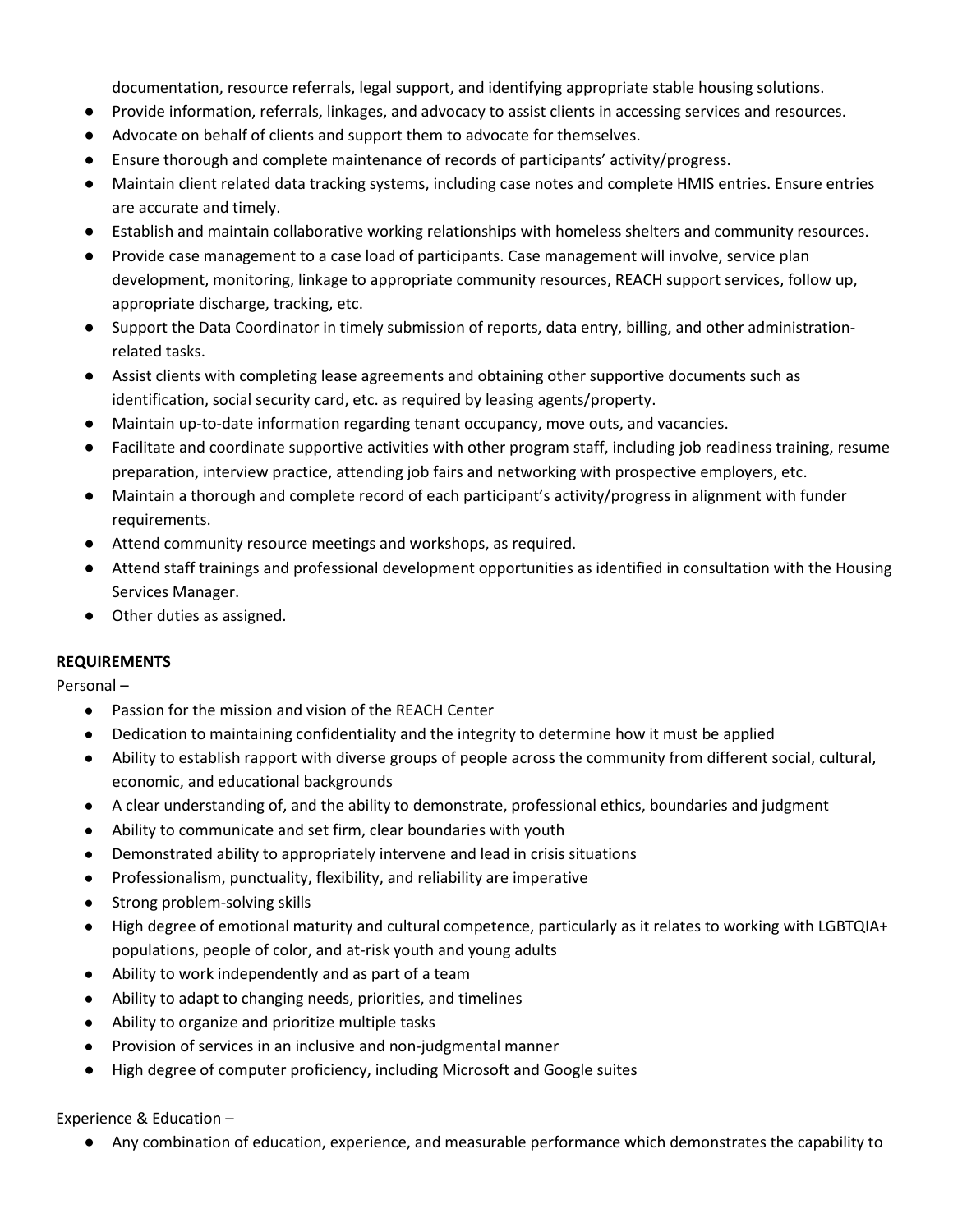documentation, resource referrals, legal support, and identifying appropriate stable housing solutions.

- Provide information, referrals, linkages, and advocacy to assist clients in accessing services and resources.
- Advocate on behalf of clients and support them to advocate for themselves.
- Ensure thorough and complete maintenance of records of participants' activity/progress.
- Maintain client related data tracking systems, including case notes and complete HMIS entries. Ensure entries are accurate and timely.
- Establish and maintain collaborative working relationships with homeless shelters and community resources.
- Provide case management to a case load of participants. Case management will involve, service plan development, monitoring, linkage to appropriate community resources, REACH support services, follow up, appropriate discharge, tracking, etc.
- Support the Data Coordinator in timely submission of reports, data entry, billing, and other administration-related tasks.
- Assist clients with completing lease agreements and obtaining other supportive documents such as identification, social security card, etc. as required by leasing agents/property.
- Maintain up-to-date information regarding tenant occupancy, move outs, and vacancies.
- Facilitate and coordinate supportive activities with other program staff, including job readiness training, resume preparation, interview practice, attending job fairs and networking with prospective employers, etc.
- Maintain a thorough and complete record of each participant's activity/progress in alignment with funder requirements.
- Attend community resource meetings and workshops, as required.
- Attend staff trainings and professional development opportunities as identified in consultation with the Housing Services Manager.
- Other duties as assigned.

**REQUIREMENTS**

Personal –

- Passion for the mission and vision of the REACH Center
- Dedication to maintaining confidentiality and the integrity to determine how it must be applied
- Ability to establish rapport with diverse groups of people across the community from different social, cultural, economic, and educational backgrounds
- A clear understanding of, and the ability to demonstrate, professional ethics, boundaries and judgment
- Ability to communicate and set firm, clear boundaries with youth
- Demonstrated ability to appropriately intervene and lead in crisis situations
- Professionalism, punctuality, flexibility, and reliability are imperative
- Strong problem-solving skills
- High degree of emotional maturity and cultural competence, particularly as it relates to working with LGBTQIA+ populations, people of color, and at-risk youth and young adults
- Ability to work independently and as part of a team
- Ability to adapt to changing needs, priorities, and timelines
- Ability to organize and prioritize multiple tasks
- Provision of services in an inclusive and non-judgmental manner
- High degree of computer proficiency, including Microsoft and Google suites

Experience & Education –

- Any combination of education, experience, and measurable performance which demonstrates the capability to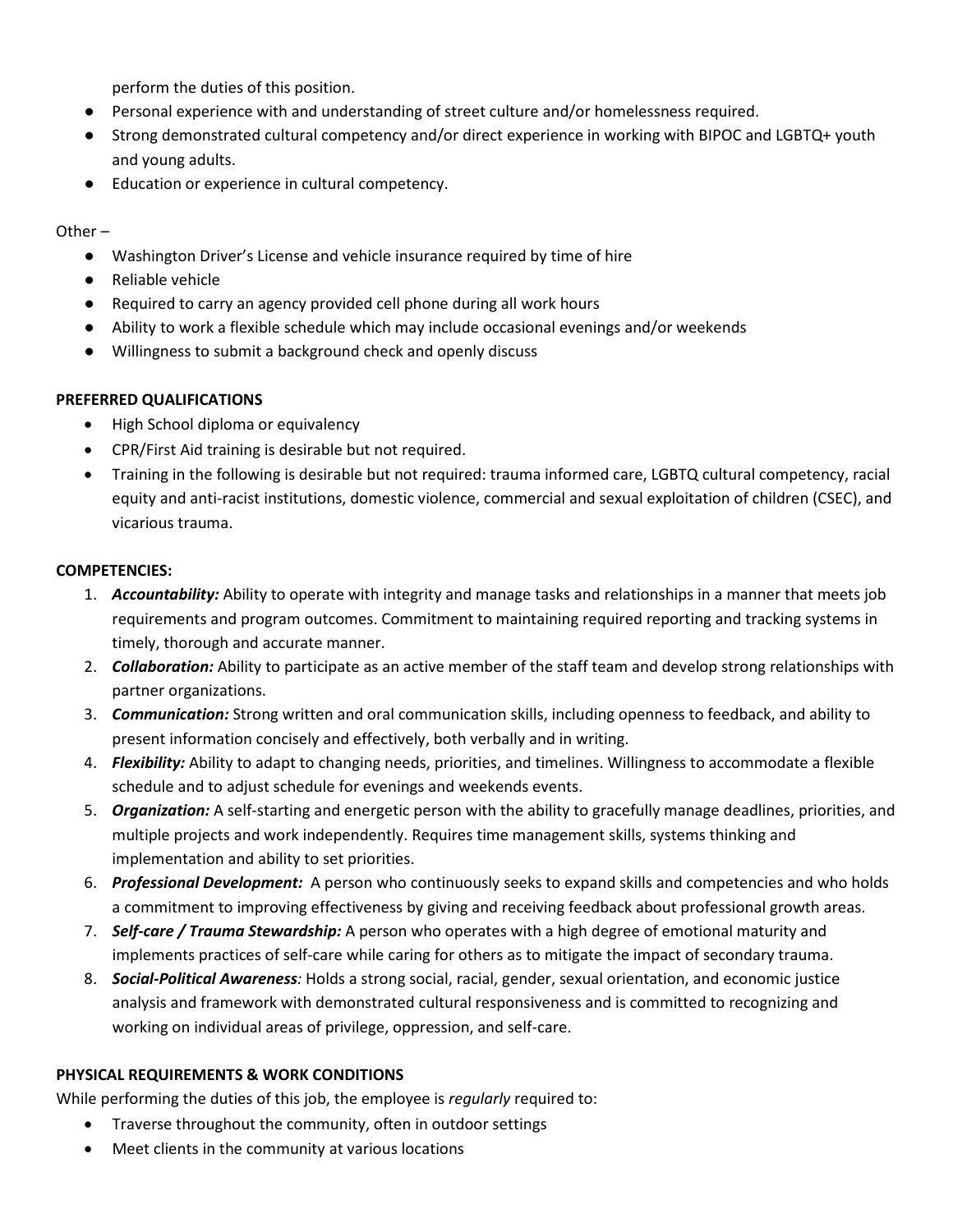perform the duties of this position.

- Personal experience with and understanding of street culture and/or homelessness required.
- Strong demonstrated cultural competency and/or direct experience in working with BIPOC and LGBTQ+ youth and young adults.
- Education or experience in cultural competency.

Other –

- Washington Driver's License and vehicle insurance required by time of hire
- Reliable vehicle
- Required to carry an agency provided cell phone during all work hours
- Ability to work a flexible schedule which may include occasional evenings and/or weekends
- Willingness to submit a background check and openly discuss

**PREFERRED QUALIFICATIONS**

- High School diploma or equivalency
- CPR/First Aid training is desirable but not required.
- Training in the following is desirable but not required: trauma informed care, LGBTQ cultural competency, racial equity and anti-racist institutions, domestic violence, commercial and sexual exploitation of children (CSEC), and vicarious trauma.

**COMPETENCIES:**

1. ***Accountability:*** Ability to operate with integrity and manage tasks and relationships in a manner that meets job requirements and program outcomes. Commitment to maintaining required reporting and tracking systems in timely, thorough and accurate manner.
2. ***Collaboration:*** Ability to participate as an active member of the staff team and develop strong relationships with partner organizations.
3. ***Communication:*** Strong written and oral communication skills, including openness to feedback, and ability to present information concisely and effectively, both verbally and in writing.
4. ***Flexibility:*** Ability to adapt to changing needs, priorities, and timelines. Willingness to accommodate a flexible schedule and to adjust schedule for evenings and weekends events.
5. ***Organization:*** A self-starting and energetic person with the ability to gracefully manage deadlines, priorities, and multiple projects and work independently. Requires time management skills, systems thinking and implementation and ability to set priorities.
6. ***Professional Development:*** A person who continuously seeks to expand skills and competencies and who holds a commitment to improving effectiveness by giving and receiving feedback about professional growth areas.
7. ***Self-care / Trauma Stewardship:*** A person who operates with a high degree of emotional maturity and implements practices of self-care while caring for others as to mitigate the impact of secondary trauma.
8. ***Social-Political Awareness:*** Holds a strong social, racial, gender, sexual orientation, and economic justice analysis and framework with demonstrated cultural responsiveness and is committed to recognizing and working on individual areas of privilege, oppression, and self-care.

**PHYSICAL REQUIREMENTS & WORK CONDITIONS**

While performing the duties of this job, the employee is *regularly* required to:

- Traverse throughout the community, often in outdoor settings
- Meet clients in the community at various locations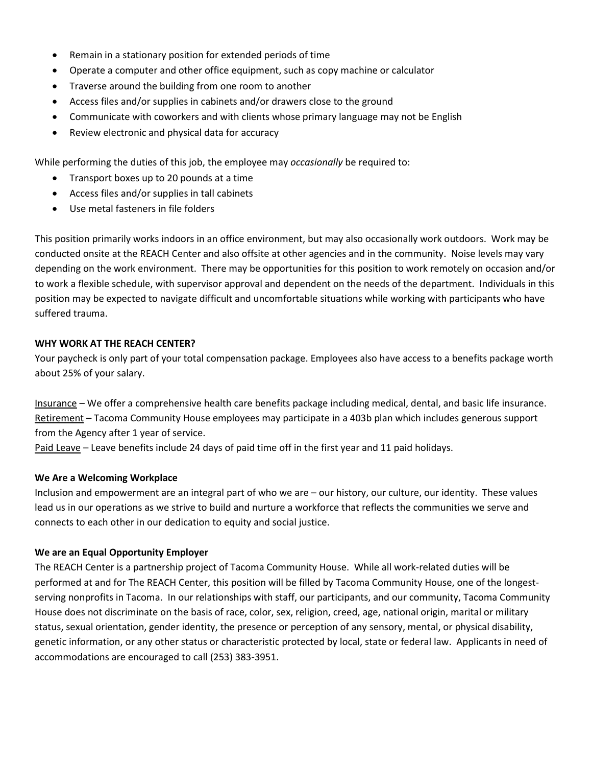- Remain in a stationary position for extended periods of time
- Operate a computer and other office equipment, such as copy machine or calculator
- Traverse around the building from one room to another
- Access files and/or supplies in cabinets and/or drawers close to the ground
- Communicate with coworkers and with clients whose primary language may not be English
- Review electronic and physical data for accuracy

While performing the duties of this job, the employee may *occasionally* be required to:

- Transport boxes up to 20 pounds at a time
- Access files and/or supplies in tall cabinets
- Use metal fasteners in file folders

This position primarily works indoors in an office environment, but may also occasionally work outdoors. Work may be conducted onsite at the REACH Center and also offsite at other agencies and in the community. Noise levels may vary depending on the work environment. There may be opportunities for this position to work remotely on occasion and/or to work a flexible schedule, with supervisor approval and dependent on the needs of the department. Individuals in this position may be expected to navigate difficult and uncomfortable situations while working with participants who have suffered trauma.

**WHY WORK AT THE REACH CENTER?**

Your paycheck is only part of your total compensation package. Employees also have access to a benefits package worth about 25% of your salary.

Insurance – We offer a comprehensive health care benefits package including medical, dental, and basic life insurance.
Retirement – Tacoma Community House employees may participate in a 403b plan which includes generous support from the Agency after 1 year of service.
Paid Leave – Leave benefits include 24 days of paid time off in the first year and 11 paid holidays.

**We Are a Welcoming Workplace**

Inclusion and empowerment are an integral part of who we are – our history, our culture, our identity. These values lead us in our operations as we strive to build and nurture a workforce that reflects the communities we serve and connects to each other in our dedication to equity and social justice.

**We are an Equal Opportunity Employer**

The REACH Center is a partnership project of Tacoma Community House. While all work-related duties will be performed at and for The REACH Center, this position will be filled by Tacoma Community House, one of the longest-serving nonprofits in Tacoma. In our relationships with staff, our participants, and our community, Tacoma Community House does not discriminate on the basis of race, color, sex, religion, creed, age, national origin, marital or military status, sexual orientation, gender identity, the presence or perception of any sensory, mental, or physical disability, genetic information, or any other status or characteristic protected by local, state or federal law. Applicants in need of accommodations are encouraged to call (253) 383-3951.